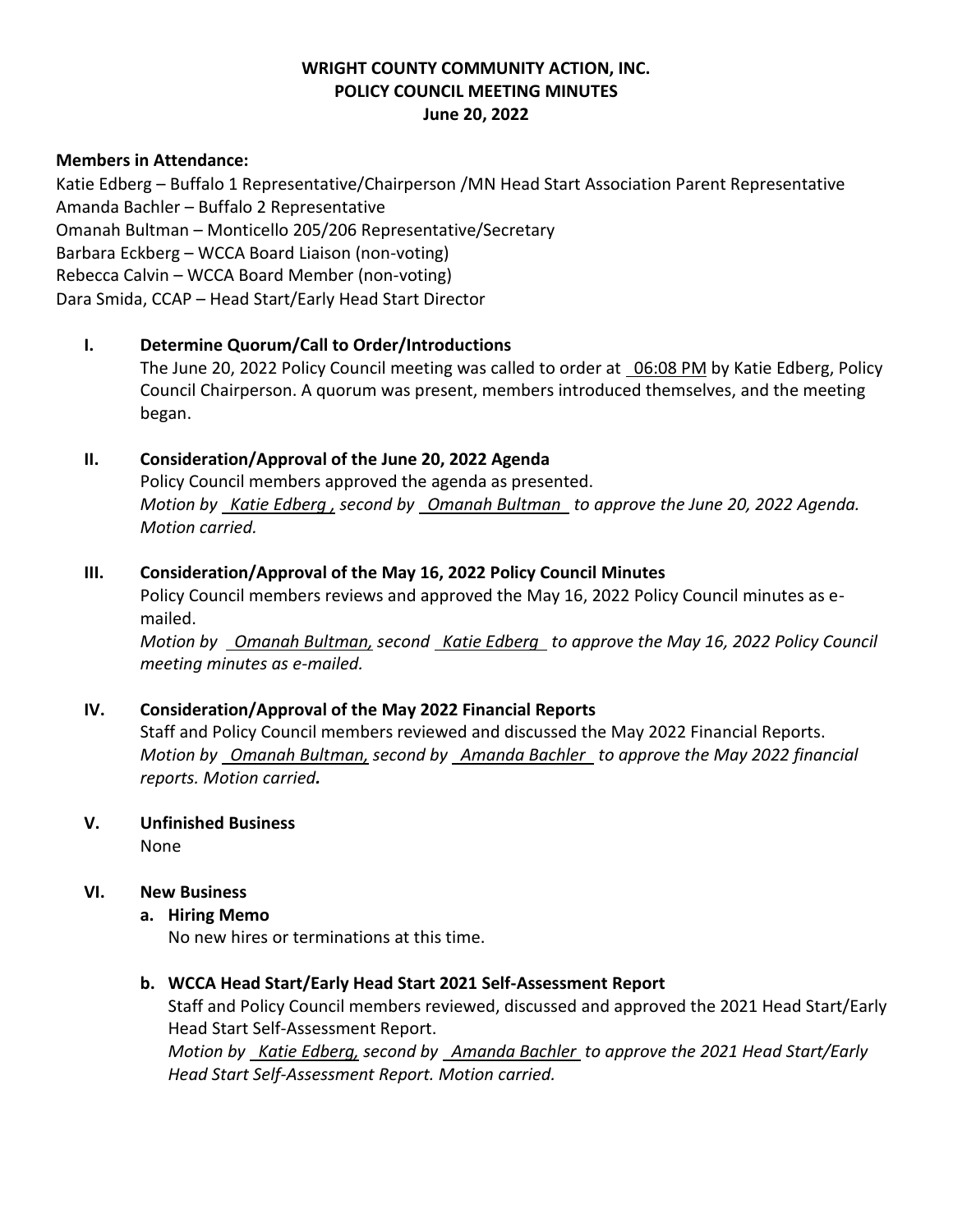**WRIGHT COUNTY COMMUNITY ACTION, INC.**
**POLICY COUNCIL MEETING MINUTES**
**June 20, 2022**

**Members in Attendance:**

Katie Edberg – Buffalo 1 Representative/Chairperson /MN Head Start Association Parent Representative
Amanda Bachler – Buffalo 2 Representative
Omanah Bultman – Monticello 205/206 Representative/Secretary
Barbara Eckberg – WCCA Board Liaison (non-voting)
Rebecca Calvin – WCCA Board Member (non-voting)
Dara Smida, CCAP – Head Start/Early Head Start Director

## I. Determine Quorum/Call to Order/Introductions

The June 20, 2022 Policy Council meeting was called to order at 06:08 PM by Katie Edberg, Policy Council Chairperson. A quorum was present, members introduced themselves, and the meeting began.

## II. Consideration/Approval of the June 20, 2022 Agenda

Policy Council members approved the agenda as presented.
*Motion by Katie Edberg , second by Omanah Bultman to approve the June 20, 2022 Agenda. Motion carried.*

## III. Consideration/Approval of the May 16, 2022 Policy Council Minutes

Policy Council members reviews and approved the May 16, 2022 Policy Council minutes as e-mailed.
*Motion by Omanah Bultman, second Katie Edberg to approve the May 16, 2022 Policy Council meeting minutes as e-mailed.*

## IV. Consideration/Approval of the May 2022 Financial Reports

Staff and Policy Council members reviewed and discussed the May 2022 Financial Reports.
*Motion by Omanah Bultman, second by Amanda Bachler to approve the May 2022 financial reports. Motion carried.*

## V. Unfinished Business

None

## VI. New Business

### a. Hiring Memo

No new hires or terminations at this time.

### b. WCCA Head Start/Early Head Start 2021 Self-Assessment Report

Staff and Policy Council members reviewed, discussed and approved the 2021 Head Start/Early Head Start Self-Assessment Report.
*Motion by Katie Edberg, second by Amanda Bachler to approve the 2021 Head Start/Early Head Start Self-Assessment Report. Motion carried.*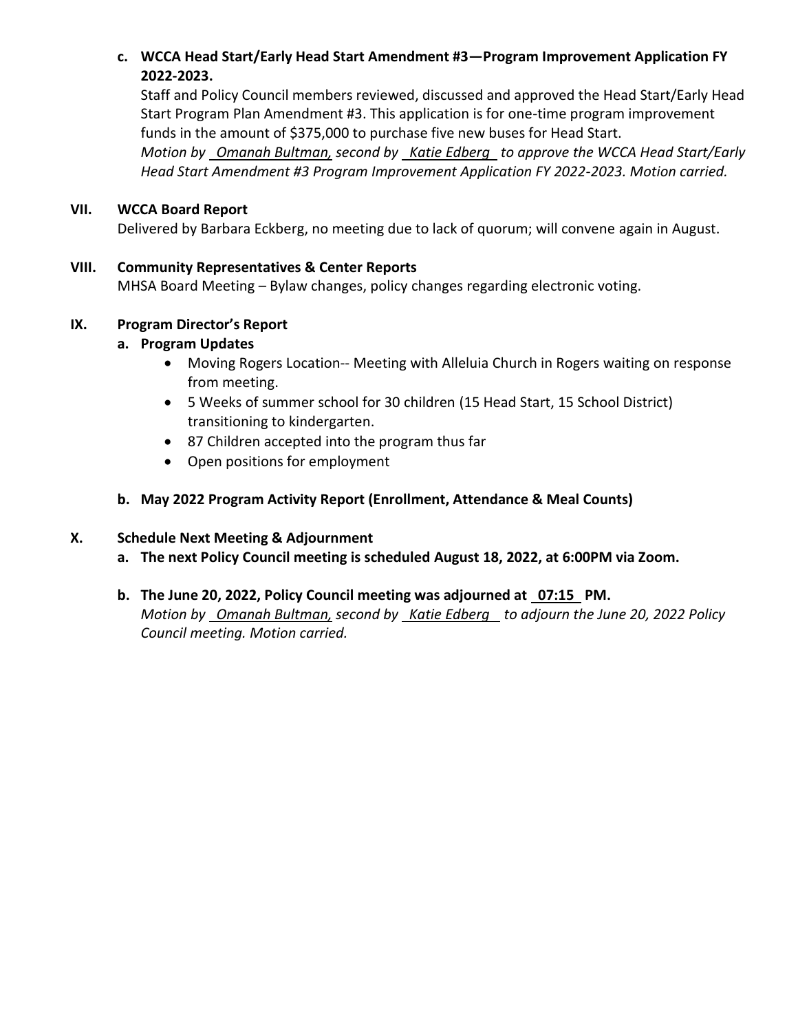**c. WCCA Head Start/Early Head Start Amendment #3—Program Improvement Application FY 2022-2023.**

Staff and Policy Council members reviewed, discussed and approved the Head Start/Early Head Start Program Plan Amendment #3. This application is for one-time program improvement funds in the amount of $375,000 to purchase five new buses for Head Start.

*Motion by Omanah Bultman, second by Katie Edberg to approve the WCCA Head Start/Early Head Start Amendment #3 Program Improvement Application FY 2022-2023. Motion carried.*

## VII. WCCA Board Report

Delivered by Barbara Eckberg, no meeting due to lack of quorum; will convene again in August.

## VIII. Community Representatives & Center Reports

MHSA Board Meeting – Bylaw changes, policy changes regarding electronic voting.

## IX. Program Director's Report

**a. Program Updates**

- Moving Rogers Location-- Meeting with Alleluia Church in Rogers waiting on response from meeting.
- 5 Weeks of summer school for 30 children (15 Head Start, 15 School District) transitioning to kindergarten.
- 87 Children accepted into the program thus far
- Open positions for employment

**b. May 2022 Program Activity Report (Enrollment, Attendance & Meal Counts)**

## X. Schedule Next Meeting & Adjournment

**a. The next Policy Council meeting is scheduled August 18, 2022, at 6:00PM via Zoom.**

**b. The June 20, 2022, Policy Council meeting was adjourned at 07:15 PM.**

*Motion by Omanah Bultman, second by Katie Edberg to adjourn the June 20, 2022 Policy Council meeting. Motion carried.*